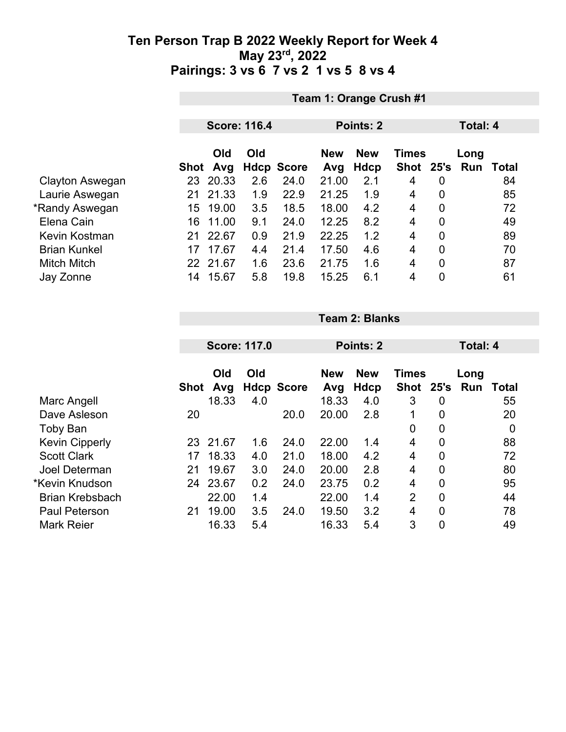# Ten Person Trap B 2022 Weekly Report for Week 4
## May 23rd, 2022
## Pairings: 3 vs 6 7 vs 2 1 vs 5 8 vs 4

### Team 1: Orange Crush #1

**Score: 116.4** | **Points: 2** | **Total: 4**

| | Shot | Old Avg | Old Hdcp | Score | New Avg | New Hdcp | Times Shot | 25's | Long Run | Total |
|---|---|---|---|---|---|---|---|---|---|---|
| Clayton Aswegan | 23 | 20.33 | 2.6 | 24.0 | 21.00 | 2.1 | 4 | 0 | | 84 |
| Laurie Aswegan | 21 | 21.33 | 1.9 | 22.9 | 21.25 | 1.9 | 4 | 0 | | 85 |
| *Randy Aswegan | 15 | 19.00 | 3.5 | 18.5 | 18.00 | 4.2 | 4 | 0 | | 72 |
| Elena Cain | 16 | 11.00 | 9.1 | 24.0 | 12.25 | 8.2 | 4 | 0 | | 49 |
| Kevin Kostman | 21 | 22.67 | 0.9 | 21.9 | 22.25 | 1.2 | 4 | 0 | | 89 |
| Brian Kunkel | 17 | 17.67 | 4.4 | 21.4 | 17.50 | 4.6 | 4 | 0 | | 70 |
| Mitch Mitch | 22 | 21.67 | 1.6 | 23.6 | 21.75 | 1.6 | 4 | 0 | | 87 |
| Jay Zonne | 14 | 15.67 | 5.8 | 19.8 | 15.25 | 6.1 | 4 | 0 | | 61 |

### Team 2: Blanks

**Score: 117.0** | **Points: 2** | **Total: 4**

| | Shot | Old Avg | Old Hdcp | Score | New Avg | New Hdcp | Times Shot | 25's | Long Run | Total |
|---|---|---|---|---|---|---|---|---|---|---|
| Marc Angell | | 18.33 | 4.0 | | 18.33 | 4.0 | 3 | 0 | | 55 |
| Dave Asleson | 20 | | | 20.0 | 20.00 | 2.8 | 1 | 0 | | 20 |
| Toby Ban | | | | | | | 0 | 0 | | 0 |
| Kevin Cipperly | 23 | 21.67 | 1.6 | 24.0 | 22.00 | 1.4 | 4 | 0 | | 88 |
| Scott Clark | 17 | 18.33 | 4.0 | 21.0 | 18.00 | 4.2 | 4 | 0 | | 72 |
| Joel Determan | 21 | 19.67 | 3.0 | 24.0 | 20.00 | 2.8 | 4 | 0 | | 80 |
| *Kevin Knudson | 24 | 23.67 | 0.2 | 24.0 | 23.75 | 0.2 | 4 | 0 | | 95 |
| Brian Krebsbach | | 22.00 | 1.4 | | 22.00 | 1.4 | 2 | 0 | | 44 |
| Paul Peterson | 21 | 19.00 | 3.5 | 24.0 | 19.50 | 3.2 | 4 | 0 | | 78 |
| Mark Reier | | 16.33 | 5.4 | | 16.33 | 5.4 | 3 | 0 | | 49 |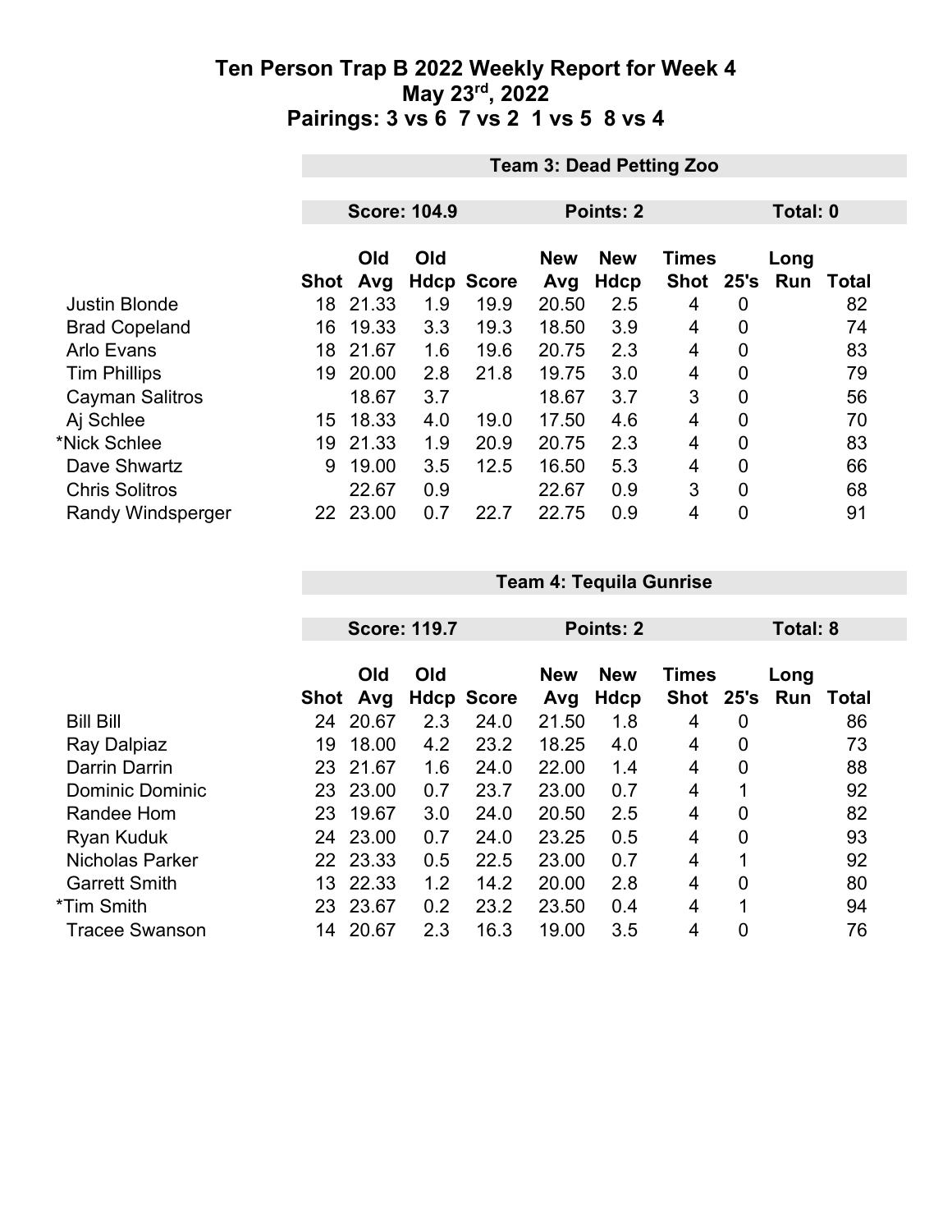# Ten Person Trap B 2022 Weekly Report for Week 4
## May 23rd, 2022
## Pairings: 3 vs 6 7 vs 2 1 vs 5 8 vs 4

**Team 3: Dead Petting Zoo**

**Score: 104.9** | **Points: 2** | **Total: 0**

| | Shot | Old Avg | Old Hdcp | Score | New Avg | New Hdcp | Times Shot | 25's | Long Run | Total |
|---|---|---|---|---|---|---|---|---|---|---|
| Justin Blonde | 18 | 21.33 | 1.9 | 19.9 | 20.50 | 2.5 | 4 | 0 | | 82 |
| Brad Copeland | 16 | 19.33 | 3.3 | 19.3 | 18.50 | 3.9 | 4 | 0 | | 74 |
| Arlo Evans | 18 | 21.67 | 1.6 | 19.6 | 20.75 | 2.3 | 4 | 0 | | 83 |
| Tim Phillips | 19 | 20.00 | 2.8 | 21.8 | 19.75 | 3.0 | 4 | 0 | | 79 |
| Cayman Salitros | | 18.67 | 3.7 | | 18.67 | 3.7 | 3 | 0 | | 56 |
| Aj Schlee | 15 | 18.33 | 4.0 | 19.0 | 17.50 | 4.6 | 4 | 0 | | 70 |
| *Nick Schlee | 19 | 21.33 | 1.9 | 20.9 | 20.75 | 2.3 | 4 | 0 | | 83 |
| Dave Shwartz | 9 | 19.00 | 3.5 | 12.5 | 16.50 | 5.3 | 4 | 0 | | 66 |
| Chris Solitros | | 22.67 | 0.9 | | 22.67 | 0.9 | 3 | 0 | | 68 |
| Randy Windsperger | 22 | 23.00 | 0.7 | 22.7 | 22.75 | 0.9 | 4 | 0 | | 91 |

**Team 4: Tequila Gunrise**

**Score: 119.7** | **Points: 2** | **Total: 8**

| | Shot | Old Avg | Old Hdcp | Score | New Avg | New Hdcp | Times Shot | 25's | Long Run | Total |
|---|---|---|---|---|---|---|---|---|---|---|
| Bill Bill | 24 | 20.67 | 2.3 | 24.0 | 21.50 | 1.8 | 4 | 0 | | 86 |
| Ray Dalpiaz | 19 | 18.00 | 4.2 | 23.2 | 18.25 | 4.0 | 4 | 0 | | 73 |
| Darrin Darrin | 23 | 21.67 | 1.6 | 24.0 | 22.00 | 1.4 | 4 | 0 | | 88 |
| Dominic Dominic | 23 | 23.00 | 0.7 | 23.7 | 23.00 | 0.7 | 4 | 1 | | 92 |
| Randee Hom | 23 | 19.67 | 3.0 | 24.0 | 20.50 | 2.5 | 4 | 0 | | 82 |
| Ryan Kuduk | 24 | 23.00 | 0.7 | 24.0 | 23.25 | 0.5 | 4 | 0 | | 93 |
| Nicholas Parker | 22 | 23.33 | 0.5 | 22.5 | 23.00 | 0.7 | 4 | 1 | | 92 |
| Garrett Smith | 13 | 22.33 | 1.2 | 14.2 | 20.00 | 2.8 | 4 | 0 | | 80 |
| *Tim Smith | 23 | 23.67 | 0.2 | 23.2 | 23.50 | 0.4 | 4 | 1 | | 94 |
| Tracee Swanson | 14 | 20.67 | 2.3 | 16.3 | 19.00 | 3.5 | 4 | 0 | | 76 |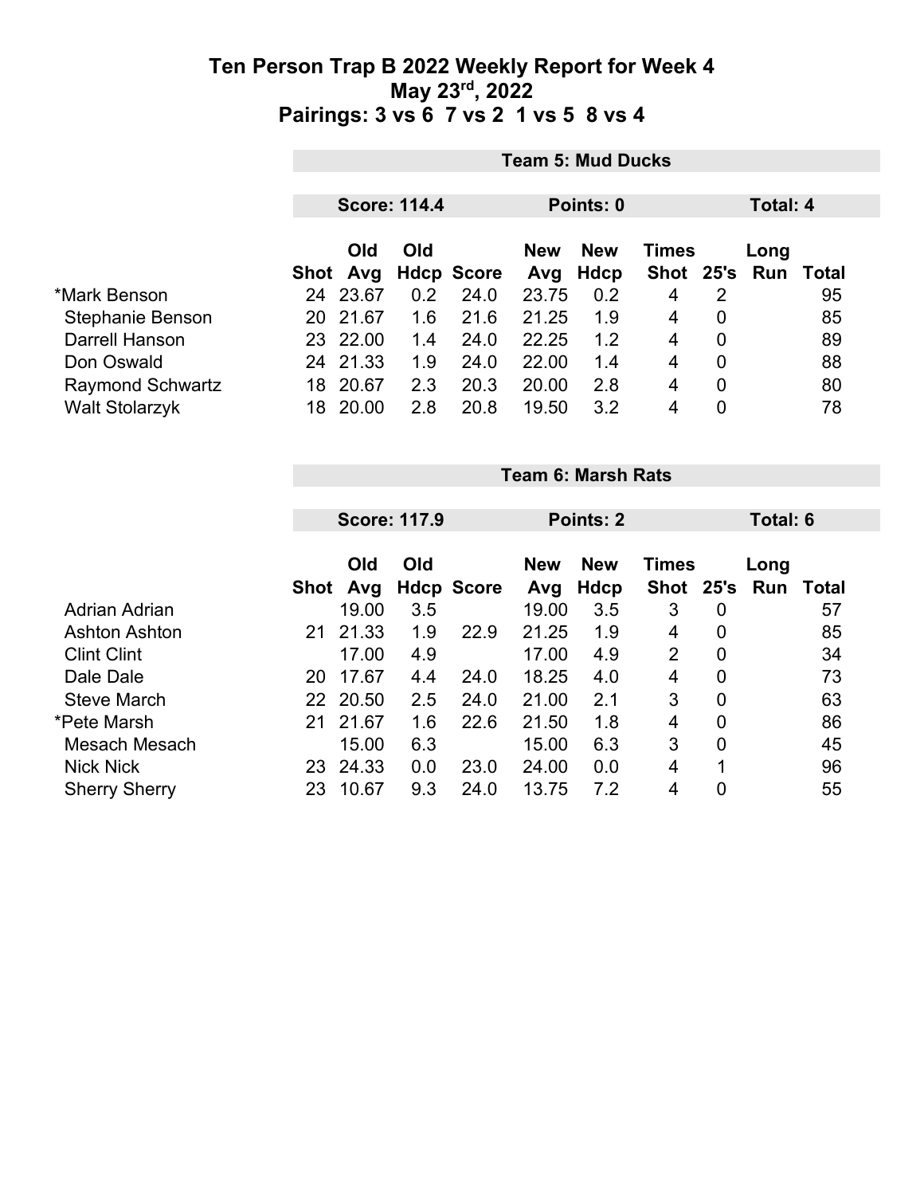# Ten Person Trap B 2022 Weekly Report for Week 4
## May 23rd, 2022
## Pairings: 3 vs 6 7 vs 2 1 vs 5 8 vs 4

### Team 5: Mud Ducks

**Score: 114.4** | **Points: 0** | **Total: 4**

| | Shot | Old Avg | Old Hdcp | Score | New Avg | New Hdcp | Times Shot | 25's | Long Run | Total |
|---|---|---|---|---|---|---|---|---|---|---|
| *Mark Benson | 24 | 23.67 | 0.2 | 24.0 | 23.75 | 0.2 | 4 | 2 | | 95 |
| Stephanie Benson | 20 | 21.67 | 1.6 | 21.6 | 21.25 | 1.9 | 4 | 0 | | 85 |
| Darrell Hanson | 23 | 22.00 | 1.4 | 24.0 | 22.25 | 1.2 | 4 | 0 | | 89 |
| Don Oswald | 24 | 21.33 | 1.9 | 24.0 | 22.00 | 1.4 | 4 | 0 | | 88 |
| Raymond Schwartz | 18 | 20.67 | 2.3 | 20.3 | 20.00 | 2.8 | 4 | 0 | | 80 |
| Walt Stolarzyk | 18 | 20.00 | 2.8 | 20.8 | 19.50 | 3.2 | 4 | 0 | | 78 |

### Team 6: Marsh Rats

**Score: 117.9** | **Points: 2** | **Total: 6**

| | Shot | Old Avg | Old Hdcp | Score | New Avg | New Hdcp | Times Shot | 25's | Long Run | Total |
|---|---|---|---|---|---|---|---|---|---|---|
| Adrian Adrian | | 19.00 | 3.5 | | 19.00 | 3.5 | 3 | 0 | | 57 |
| Ashton Ashton | 21 | 21.33 | 1.9 | 22.9 | 21.25 | 1.9 | 4 | 0 | | 85 |
| Clint Clint | | 17.00 | 4.9 | | 17.00 | 4.9 | 2 | 0 | | 34 |
| Dale Dale | 20 | 17.67 | 4.4 | 24.0 | 18.25 | 4.0 | 4 | 0 | | 73 |
| Steve March | 22 | 20.50 | 2.5 | 24.0 | 21.00 | 2.1 | 3 | 0 | | 63 |
| *Pete Marsh | 21 | 21.67 | 1.6 | 22.6 | 21.50 | 1.8 | 4 | 0 | | 86 |
| Mesach Mesach | | 15.00 | 6.3 | | 15.00 | 6.3 | 3 | 0 | | 45 |
| Nick Nick | 23 | 24.33 | 0.0 | 23.0 | 24.00 | 0.0 | 4 | 1 | | 96 |
| Sherry Sherry | 23 | 10.67 | 9.3 | 24.0 | 13.75 | 7.2 | 4 | 0 | | 55 |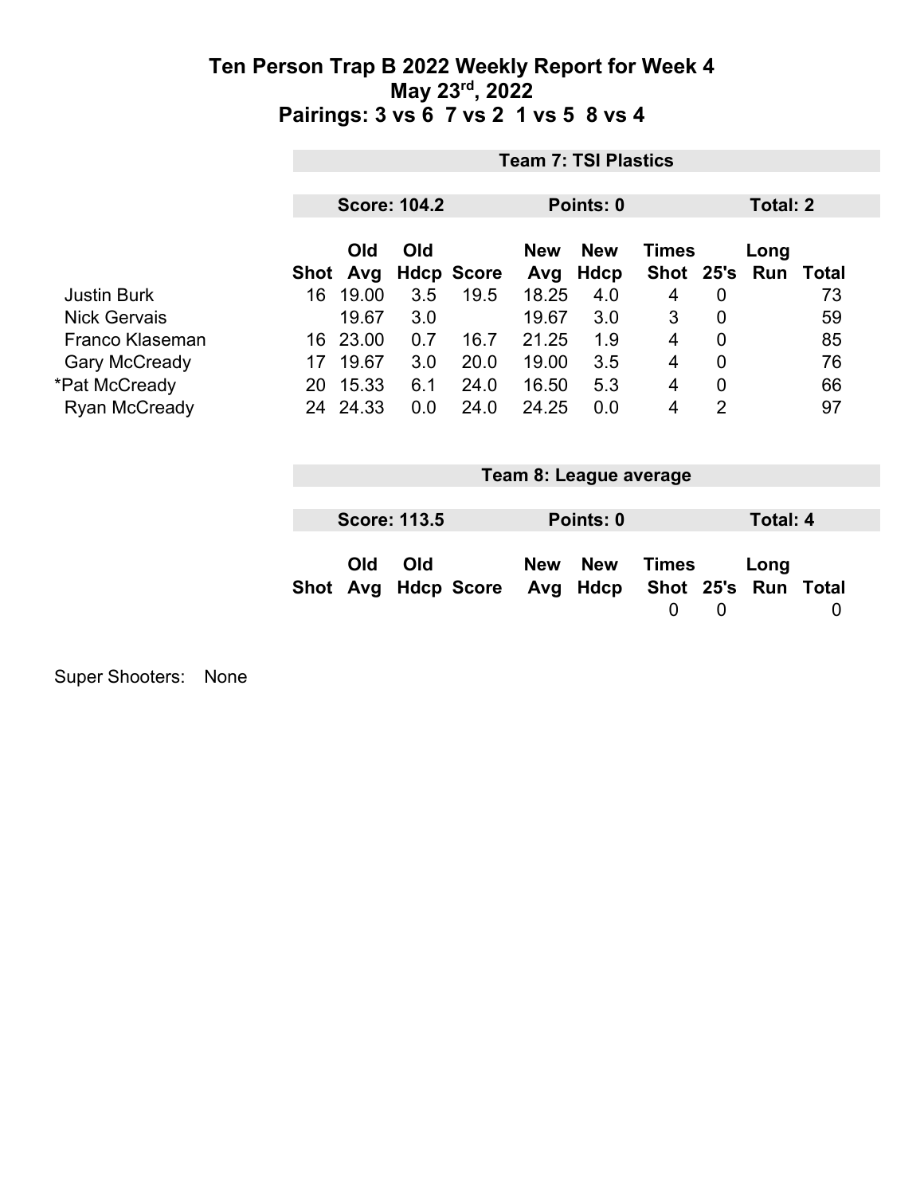# Ten Person Trap B 2022 Weekly Report for Week 4
## May 23rd, 2022
## Pairings: 3 vs 6 7 vs 2 1 vs 5 8 vs 4

**Team 7: TSI Plastics**

**Score: 104.2** **Points: 0** **Total: 2**

| | Shot | Old Avg | Old Hdcp | Score | New Avg | New Hdcp | Times Shot | 25's | Long Run | Total |
|---|---|---|---|---|---|---|---|---|---|---|
| Justin Burk | 16 | 19.00 | 3.5 | 19.5 | 18.25 | 4.0 | 4 | 0 | | 73 |
| Nick Gervais | | 19.67 | 3.0 | | 19.67 | 3.0 | 3 | 0 | | 59 |
| Franco Klaseman | 16 | 23.00 | 0.7 | 16.7 | 21.25 | 1.9 | 4 | 0 | | 85 |
| Gary McCready | 17 | 19.67 | 3.0 | 20.0 | 19.00 | 3.5 | 4 | 0 | | 76 |
| *Pat McCready | 20 | 15.33 | 6.1 | 24.0 | 16.50 | 5.3 | 4 | 0 | | 66 |
| Ryan McCready | 24 | 24.33 | 0.0 | 24.0 | 24.25 | 0.0 | 4 | 2 | | 97 |

**Team 8: League average**

**Score: 113.5** **Points: 0** **Total: 4**

| Shot | Old Avg | Old Hdcp | Score | New Avg | New Hdcp | Times Shot | 25's | Long Run | Total |
|---|---|---|---|---|---|---|---|---|---|
| | | | | | | 0 | 0 | | 0 |

Super Shooters: None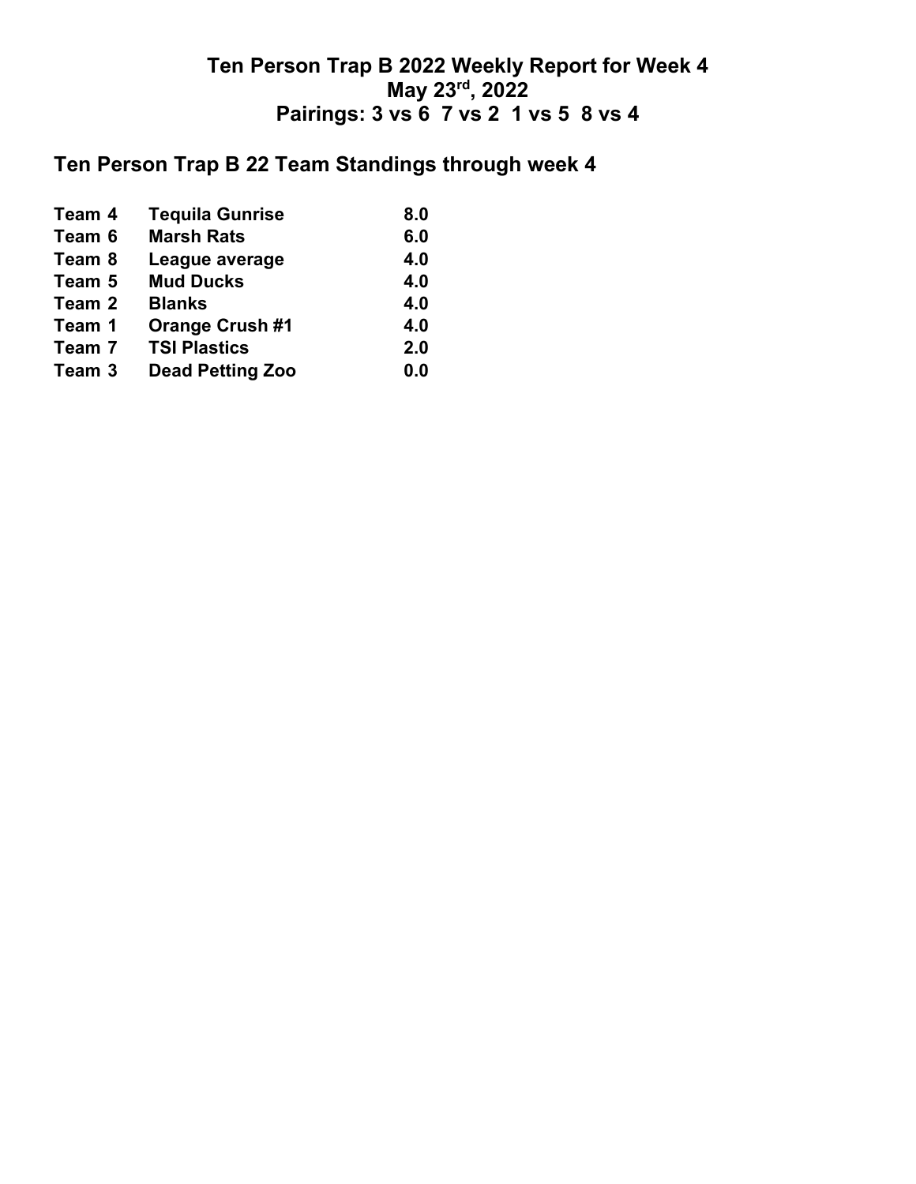# Ten Person Trap B 2022 Weekly Report for Week 4
# May 23rd, 2022
# Pairings: 3 vs 6 7 vs 2 1 vs 5 8 vs 4

## Ten Person Trap B 22 Team Standings through week 4

| | | |
|---|---|---|
| **Team 4** | **Tequila Gunrise** | **8.0** |
| **Team 6** | **Marsh Rats** | **6.0** |
| **Team 8** | **League average** | **4.0** |
| **Team 5** | **Mud Ducks** | **4.0** |
| **Team 2** | **Blanks** | **4.0** |
| **Team 1** | **Orange Crush #1** | **4.0** |
| **Team 7** | **TSI Plastics** | **2.0** |
| **Team 3** | **Dead Petting Zoo** | **0.0** |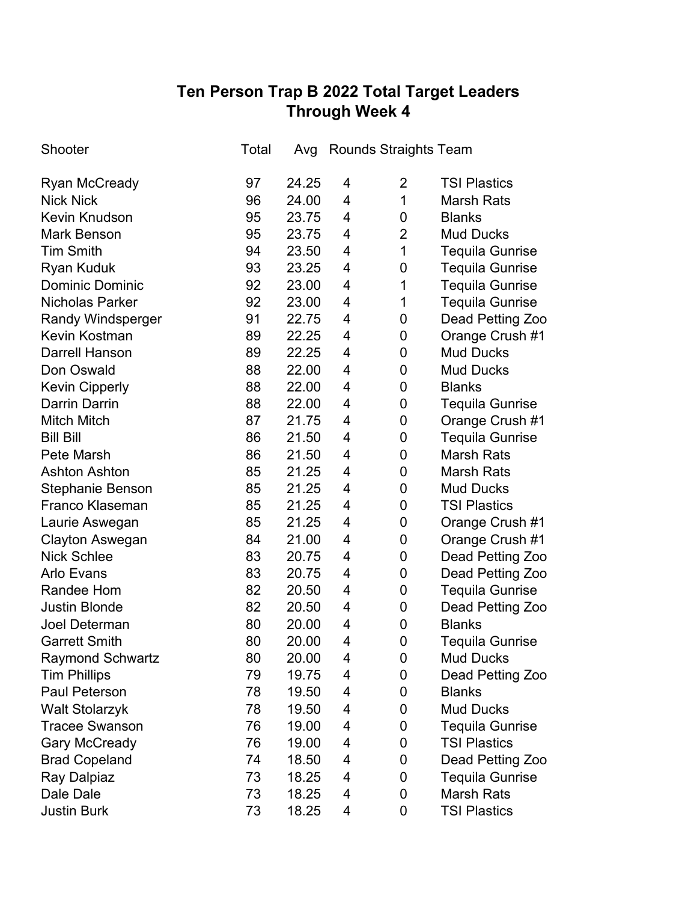# Ten Person Trap B 2022 Total Target Leaders
## Through Week 4

| Shooter | Total | Avg | Rounds | Straights | Team |
|---|---|---|---|---|---|
| Ryan McCready | 97 | 24.25 | 4 | 2 | TSI Plastics |
| Nick Nick | 96 | 24.00 | 4 | 1 | Marsh Rats |
| Kevin Knudson | 95 | 23.75 | 4 | 0 | Blanks |
| Mark Benson | 95 | 23.75 | 4 | 2 | Mud Ducks |
| Tim Smith | 94 | 23.50 | 4 | 1 | Tequila Gunrise |
| Ryan Kuduk | 93 | 23.25 | 4 | 0 | Tequila Gunrise |
| Dominic Dominic | 92 | 23.00 | 4 | 1 | Tequila Gunrise |
| Nicholas Parker | 92 | 23.00 | 4 | 1 | Tequila Gunrise |
| Randy Windsperger | 91 | 22.75 | 4 | 0 | Dead Petting Zoo |
| Kevin Kostman | 89 | 22.25 | 4 | 0 | Orange Crush #1 |
| Darrell Hanson | 89 | 22.25 | 4 | 0 | Mud Ducks |
| Don Oswald | 88 | 22.00 | 4 | 0 | Mud Ducks |
| Kevin Cipperly | 88 | 22.00 | 4 | 0 | Blanks |
| Darrin Darrin | 88 | 22.00 | 4 | 0 | Tequila Gunrise |
| Mitch Mitch | 87 | 21.75 | 4 | 0 | Orange Crush #1 |
| Bill Bill | 86 | 21.50 | 4 | 0 | Tequila Gunrise |
| Pete Marsh | 86 | 21.50 | 4 | 0 | Marsh Rats |
| Ashton Ashton | 85 | 21.25 | 4 | 0 | Marsh Rats |
| Stephanie Benson | 85 | 21.25 | 4 | 0 | Mud Ducks |
| Franco Klaseman | 85 | 21.25 | 4 | 0 | TSI Plastics |
| Laurie Aswegan | 85 | 21.25 | 4 | 0 | Orange Crush #1 |
| Clayton Aswegan | 84 | 21.00 | 4 | 0 | Orange Crush #1 |
| Nick Schlee | 83 | 20.75 | 4 | 0 | Dead Petting Zoo |
| Arlo Evans | 83 | 20.75 | 4 | 0 | Dead Petting Zoo |
| Randee Hom | 82 | 20.50 | 4 | 0 | Tequila Gunrise |
| Justin Blonde | 82 | 20.50 | 4 | 0 | Dead Petting Zoo |
| Joel Determan | 80 | 20.00 | 4 | 0 | Blanks |
| Garrett Smith | 80 | 20.00 | 4 | 0 | Tequila Gunrise |
| Raymond Schwartz | 80 | 20.00 | 4 | 0 | Mud Ducks |
| Tim Phillips | 79 | 19.75 | 4 | 0 | Dead Petting Zoo |
| Paul Peterson | 78 | 19.50 | 4 | 0 | Blanks |
| Walt Stolarzyk | 78 | 19.50 | 4 | 0 | Mud Ducks |
| Tracee Swanson | 76 | 19.00 | 4 | 0 | Tequila Gunrise |
| Gary McCready | 76 | 19.00 | 4 | 0 | TSI Plastics |
| Brad Copeland | 74 | 18.50 | 4 | 0 | Dead Petting Zoo |
| Ray Dalpiaz | 73 | 18.25 | 4 | 0 | Tequila Gunrise |
| Dale Dale | 73 | 18.25 | 4 | 0 | Marsh Rats |
| Justin Burk | 73 | 18.25 | 4 | 0 | TSI Plastics |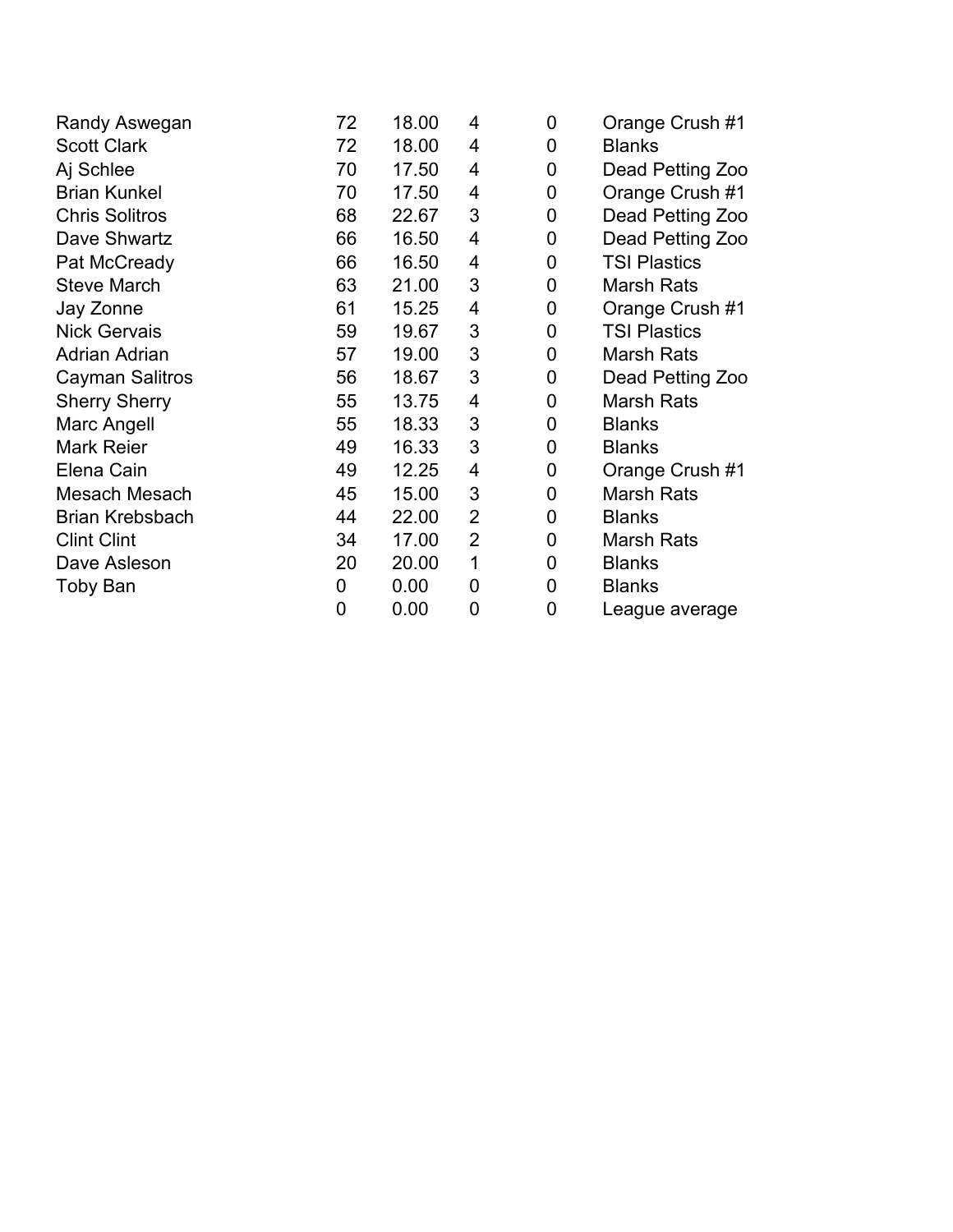| | | | | | |
|---|---|---|---|---|---|
| Randy Aswegan | 72 | 18.00 | 4 | 0 | Orange Crush #1 |
| Scott Clark | 72 | 18.00 | 4 | 0 | Blanks |
| Aj Schlee | 70 | 17.50 | 4 | 0 | Dead Petting Zoo |
| Brian Kunkel | 70 | 17.50 | 4 | 0 | Orange Crush #1 |
| Chris Solitros | 68 | 22.67 | 3 | 0 | Dead Petting Zoo |
| Dave Shwartz | 66 | 16.50 | 4 | 0 | Dead Petting Zoo |
| Pat McCready | 66 | 16.50 | 4 | 0 | TSI Plastics |
| Steve March | 63 | 21.00 | 3 | 0 | Marsh Rats |
| Jay Zonne | 61 | 15.25 | 4 | 0 | Orange Crush #1 |
| Nick Gervais | 59 | 19.67 | 3 | 0 | TSI Plastics |
| Adrian Adrian | 57 | 19.00 | 3 | 0 | Marsh Rats |
| Cayman Salitros | 56 | 18.67 | 3 | 0 | Dead Petting Zoo |
| Sherry Sherry | 55 | 13.75 | 4 | 0 | Marsh Rats |
| Marc Angell | 55 | 18.33 | 3 | 0 | Blanks |
| Mark Reier | 49 | 16.33 | 3 | 0 | Blanks |
| Elena Cain | 49 | 12.25 | 4 | 0 | Orange Crush #1 |
| Mesach Mesach | 45 | 15.00 | 3 | 0 | Marsh Rats |
| Brian Krebsbach | 44 | 22.00 | 2 | 0 | Blanks |
| Clint Clint | 34 | 17.00 | 2 | 0 | Marsh Rats |
| Dave Asleson | 20 | 20.00 | 1 | 0 | Blanks |
| Toby Ban | 0 | 0.00 | 0 | 0 | Blanks |
| | 0 | 0.00 | 0 | 0 | League average |